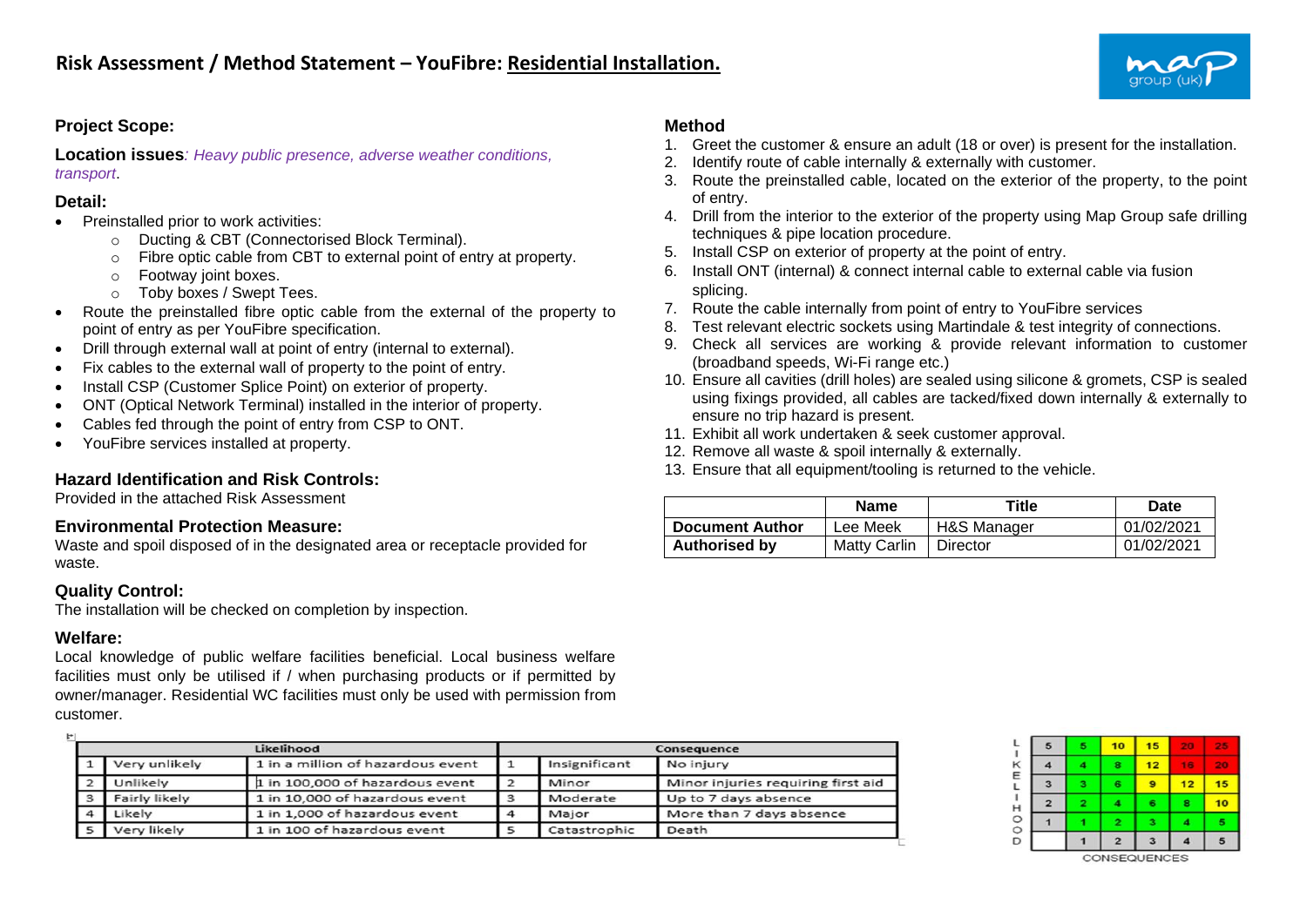# Risk Assessment / Method Statement – YouFibre: Residential Installation.

### Project Scope:

**Location issues**: *Heavy public presence, adverse weather conditions, transport*.

### Detail:

- Preinstalled prior to work activities:
  - Ducting & CBT (Connectorised Block Terminal).
  - Fibre optic cable from CBT to external point of entry at property.
  - Footway joint boxes.
  - Toby boxes / Swept Tees.
- Route the preinstalled fibre optic cable from the external of the property to point of entry as per YouFibre specification.
- Drill through external wall at point of entry (internal to external).
- Fix cables to the external wall of property to the point of entry.
- Install CSP (Customer Splice Point) on exterior of property.
- ONT (Optical Network Terminal) installed in the interior of property.
- Cables fed through the point of entry from CSP to ONT.
- YouFibre services installed at property.

### Hazard Identification and Risk Controls:

Provided in the attached Risk Assessment

### Environmental Protection Measure:

Waste and spoil disposed of in the designated area or receptacle provided for waste.

### Quality Control:

The installation will be checked on completion by inspection.

### Welfare:

Local knowledge of public welfare facilities beneficial. Local business welfare facilities must only be utilised if / when purchasing products or if permitted by owner/manager. Residential WC facilities must only be used with permission from customer.

### Method

1. Greet the customer & ensure an adult (18 or over) is present for the installation.
2. Identify route of cable internally & externally with customer.
3. Route the preinstalled cable, located on the exterior of the property, to the point of entry.
4. Drill from the interior to the exterior of the property using Map Group safe drilling techniques & pipe location procedure.
5. Install CSP on exterior of property at the point of entry.
6. Install ONT (internal) & connect internal cable to external cable via fusion splicing.
7. Route the cable internally from point of entry to YouFibre services
8. Test relevant electric sockets using Martindale & test integrity of connections.
9. Check all services are working & provide relevant information to customer (broadband speeds, Wi-Fi range etc.)
10. Ensure all cavities (drill holes) are sealed using silicone & gromets, CSP is sealed using fixings provided, all cables are tacked/fixed down internally & externally to ensure no trip hazard is present.
11. Exhibit all work undertaken & seek customer approval.
12. Remove all waste & spoil internally & externally.
13. Ensure that all equipment/tooling is returned to the vehicle.

| | Name | Title | Date |
|---|---|---|---|
| **Document Author** | Lee Meek | H&S Manager | 01/02/2021 |
| **Authorised by** | Matty Carlin | Director | 01/02/2021 |

| Likelihood | | | Consequence | | |
|---|---|---|---|---|---|
| 1 | Very unlikely | 1 in a million of hazardous event | 1 | Insignificant | No injury |
| 2 | Unlikely | 1 in 100,000 of hazardous event | 2 | Minor | Minor injuries requiring first aid |
| 3 | Fairly likely | 1 in 10,000 of hazardous event | 3 | Moderate | Up to 7 days absence |
| 4 | Likely | 1 in 1,000 of hazardous event | 4 | Major | More than 7 days absence |
| 5 | Very likely | 1 in 100 of hazardous event | 5 | Catastrophic | Death |

| LIKELIHOOD | | | | | |
|---|---|---|---|---|---|
| 5 | 5 | 10 | 15 | 20 | 25 |
| 4 | 4 | 8 | 12 | 16 | 20 |
| 3 | 3 | 6 | 9 | 12 | 15 |
| 2 | 2 | 4 | 6 | 8 | 10 |
| 1 | 1 | 2 | 3 | 4 | 5 |
| | 1 | 2 | 3 | 4 | 5 |

CONSEQUENCES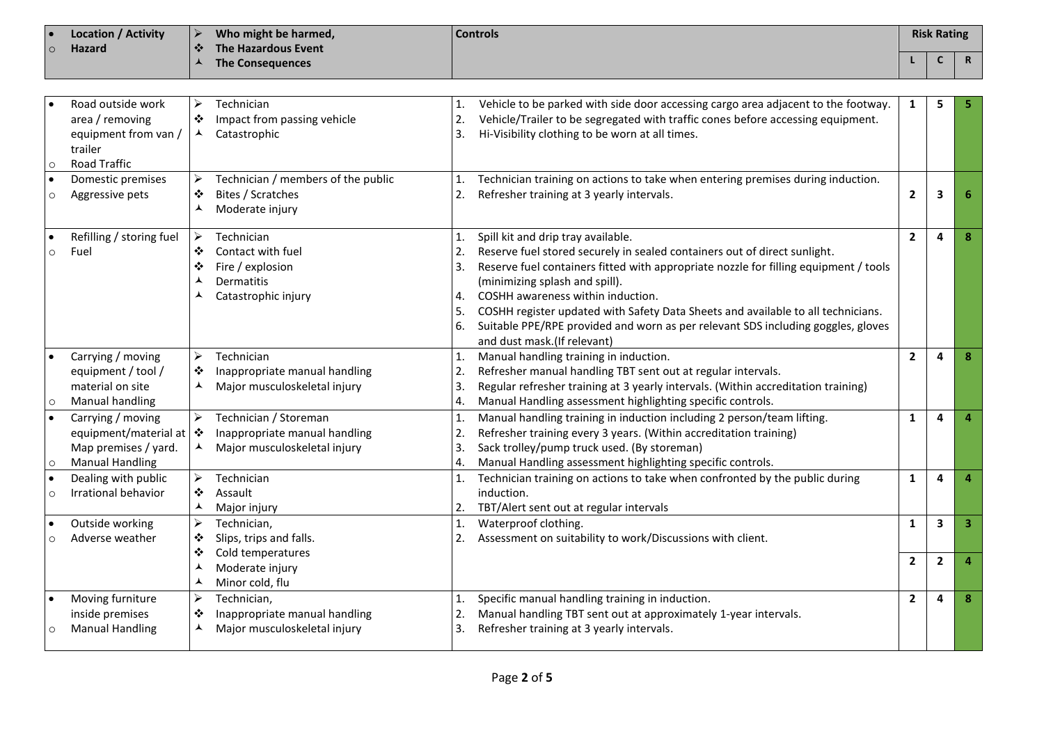| • Location / Activity<br>○ Hazard | ➢ Who might be harmed,<br>❖ The Hazardous Event<br>⅄ The Consequences | Controls | Risk Rating | | |
|---|---|---|---|---|---|
| | | | L | C | R |
| • Road outside work area / removing equipment from van / trailer<br>○ Road Traffic | ➢ Technician<br>❖ Impact from passing vehicle<br>⅄ Catastrophic | 1. Vehicle to be parked with side door accessing cargo area adjacent to the footway.<br>2. Vehicle/Trailer to be segregated with traffic cones before accessing equipment.<br>3. Hi-Visibility clothing to be worn at all times. | 1 | 5 | 5 |
| • Domestic premises<br>○ Aggressive pets | ➢ Technician / members of the public<br>❖ Bites / Scratches<br>⅄ Moderate injury | 1. Technician training on actions to take when entering premises during induction.<br>2. Refresher training at 3 yearly intervals. | 2 | 3 | 6 |
| • Refilling / storing fuel<br>○ Fuel | ➢ Technician<br>❖ Contact with fuel<br>❖ Fire / explosion<br>⅄ Dermatitis<br>⅄ Catastrophic injury | 1. Spill kit and drip tray available.<br>2. Reserve fuel stored securely in sealed containers out of direct sunlight.<br>3. Reserve fuel containers fitted with appropriate nozzle for filling equipment / tools (minimizing splash and spill).<br>4. COSHH awareness within induction.<br>5. COSHH register updated with Safety Data Sheets and available to all technicians.<br>6. Suitable PPE/RPE provided and worn as per relevant SDS including goggles, gloves and dust mask.(If relevant) | 2 | 4 | 8 |
| • Carrying / moving equipment / tool / material on site<br>○ Manual handling | ➢ Technician<br>❖ Inappropriate manual handling<br>⅄ Major musculoskeletal injury | 1. Manual handling training in induction.<br>2. Refresher manual handling TBT sent out at regular intervals.<br>3. Regular refresher training at 3 yearly intervals. (Within accreditation training)<br>4. Manual Handling assessment highlighting specific controls. | 2 | 4 | 8 |
| • Carrying / moving equipment/material at Map premises / yard.<br>○ Manual Handling | ➢ Technician / Storeman<br>❖ Inappropriate manual handling<br>⅄ Major musculoskeletal injury | 1. Manual handling training in induction including 2 person/team lifting.<br>2. Refresher training every 3 years. (Within accreditation training)<br>3. Sack trolley/pump truck used. (By storeman)<br>4. Manual Handling assessment highlighting specific controls. | 1 | 4 | 4 |
| • Dealing with public<br>○ Irrational behavior | ➢ Technician<br>❖ Assault<br>⅄ Major injury | 1. Technician training on actions to take when confronted by the public during induction.<br>2. TBT/Alert sent out at regular intervals | 1 | 4 | 4 |
| • Outside working<br>○ Adverse weather | ➢ Technician,<br>❖ Slips, trips and falls.<br>❖ Cold temperatures<br>⅄ Moderate injury<br>⅄ Minor cold, flu | 1. Waterproof clothing.<br>2. Assessment on suitability to work/Discussions with client. | 1<br>2 | 3<br>2 | 3<br>4 |
| • Moving furniture inside premises<br>○ Manual Handling | ➢ Technician,<br>❖ Inappropriate manual handling<br>⅄ Major musculoskeletal injury | 1. Specific manual handling training in induction.<br>2. Manual handling TBT sent out at approximately 1-year intervals.<br>3. Refresher training at 3 yearly intervals. | 2 | 4 | 8 |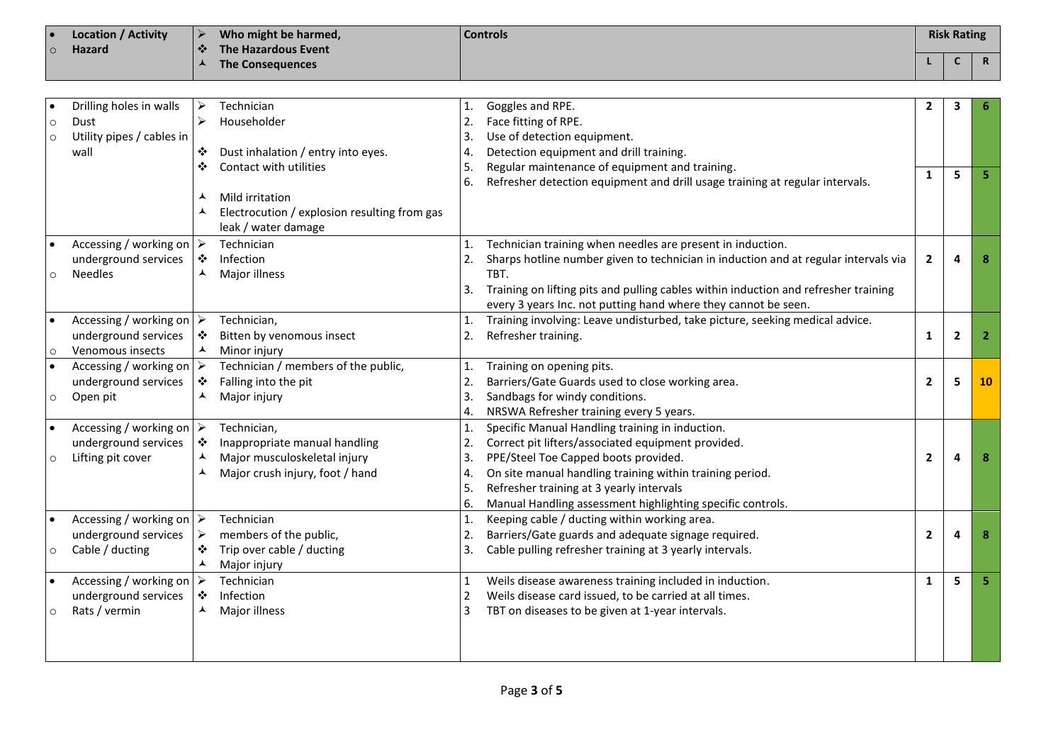| Location / Activity<br>Hazard | Who might be harmed,<br>The Hazardous Event<br>The Consequences | Controls | Risk Rating | | |
|---|---|---|---|---|---|
| | | | L | C | R |
| • Drilling holes in walls<br>○ Dust<br>○ Utility pipes / cables in wall | ➢ Technician<br>➢ Householder<br>❖ Dust inhalation / entry into eyes.<br>❖ Contact with utilities<br>⅄ Mild irritation<br>⅄ Electrocution / explosion resulting from gas leak / water damage | 1. Goggles and RPE.<br>2. Face fitting of RPE.<br>3. Use of detection equipment.<br>4. Detection equipment and drill training.<br>5. Regular maintenance of equipment and training.<br>6. Refresher detection equipment and drill usage training at regular intervals. | 2<br>1 | 3<br>5 | 6<br>5 |
| • Accessing / working on underground services<br>○ Needles | ➢ Technician<br>❖ Infection<br>⅄ Major illness | 1. Technician training when needles are present in induction.<br>2. Sharps hotline number given to technician in induction and at regular intervals via TBT.<br>3. Training on lifting pits and pulling cables within induction and refresher training every 3 years Inc. not putting hand where they cannot be seen. | 2 | 4 | 8 |
| • Accessing / working on underground services<br>○ Venomous insects | ➢ Technician,<br>❖ Bitten by venomous insect<br>⅄ Minor injury | 1. Training involving: Leave undisturbed, take picture, seeking medical advice.<br>2. Refresher training. | 1 | 2 | 2 |
| • Accessing / working on underground services<br>○ Open pit | ➢ Technician / members of the public,<br>❖ Falling into the pit<br>⅄ Major injury | 1. Training on opening pits.<br>2. Barriers/Gate Guards used to close working area.<br>3. Sandbags for windy conditions.<br>4. NRSWA Refresher training every 5 years. | 2 | 5 | 10 |
| • Accessing / working on underground services<br>○ Lifting pit cover | ➢ Technician,<br>❖ Inappropriate manual handling<br>⅄ Major musculoskeletal injury<br>⅄ Major crush injury, foot / hand | 1. Specific Manual Handling training in induction.<br>2. Correct pit lifters/associated equipment provided.<br>3. PPE/Steel Toe Capped boots provided.<br>4. On site manual handling training within training period.<br>5. Refresher training at 3 yearly intervals<br>6. Manual Handling assessment highlighting specific controls. | 2 | 4 | 8 |
| • Accessing / working on underground services<br>○ Cable / ducting | ➢ Technician<br>➢ members of the public,<br>❖ Trip over cable / ducting<br>⅄ Major injury | 1. Keeping cable / ducting within working area.<br>2. Barriers/Gate guards and adequate signage required.<br>3. Cable pulling refresher training at 3 yearly intervals. | 2 | 4 | 8 |
| • Accessing / working on underground services<br>○ Rats / vermin | ➢ Technician<br>❖ Infection<br>⅄ Major illness | 1 Weils disease awareness training included in induction.<br>2 Weils disease card issued, to be carried at all times.<br>3 TBT on diseases to be given at 1-year intervals. | 1 | 5 | 5 |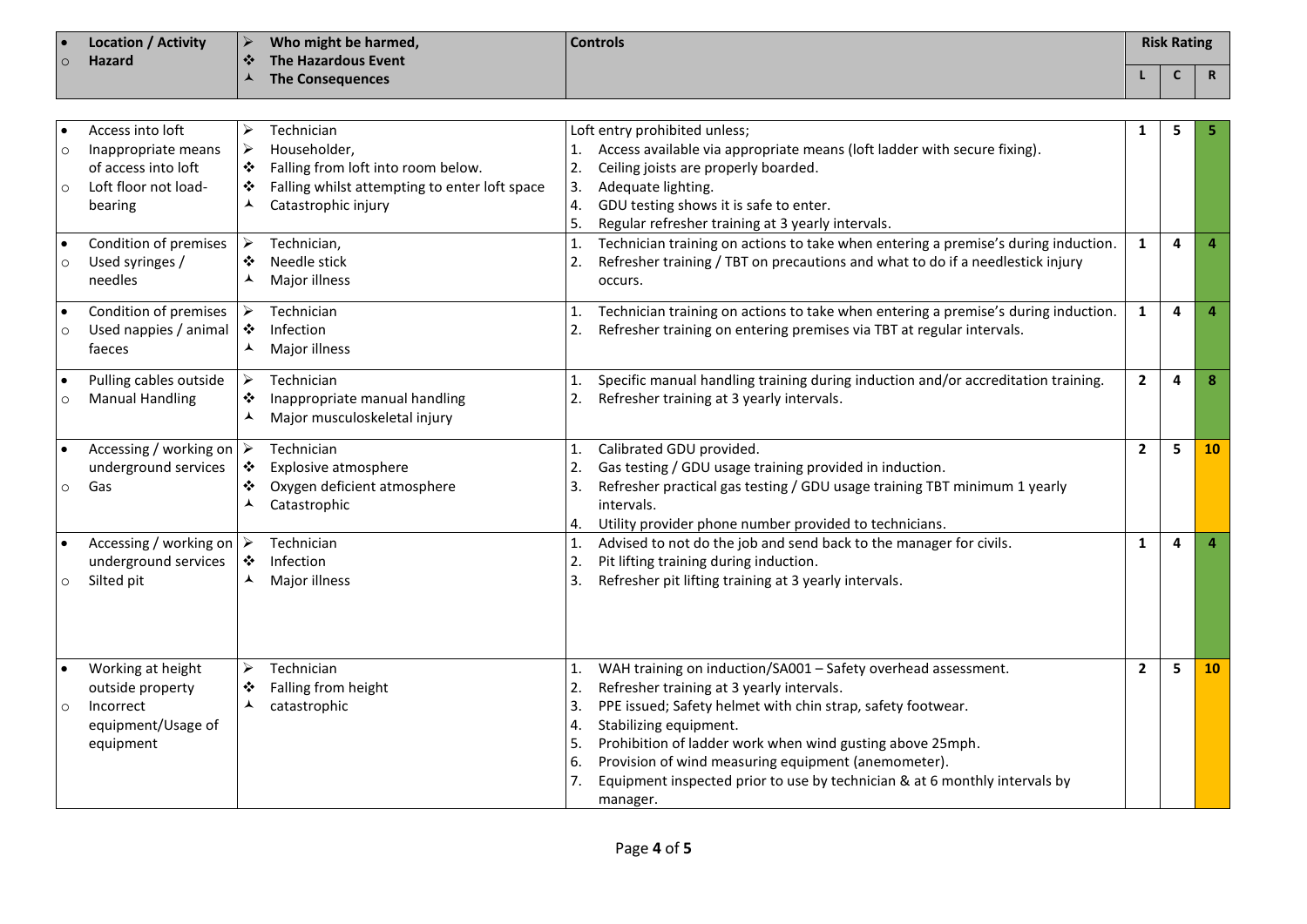| Location / Activity<br>Hazard | Who might be harmed,<br>The Hazardous Event<br>The Consequences | Controls | Risk Rating | | |
|---|---|---|---|---|---|
| | | | L | C | R |
| • Access into loft<br>○ Inappropriate means of access into loft<br>○ Loft floor not load-bearing | ➢ Technician<br>➢ Householder,<br>❖ Falling from loft into room below.<br>❖ Falling whilst attempting to enter loft space<br>⅄ Catastrophic injury | Loft entry prohibited unless;<br>1. Access available via appropriate means (loft ladder with secure fixing).<br>2. Ceiling joists are properly boarded.<br>3. Adequate lighting.<br>4. GDU testing shows it is safe to enter.<br>5. Regular refresher training at 3 yearly intervals. | 1 | 5 | 5 |
| • Condition of premises<br>○ Used syringes / needles | ➢ Technician,<br>❖ Needle stick<br>⅄ Major illness | 1. Technician training on actions to take when entering a premise's during induction.<br>2. Refresher training / TBT on precautions and what to do if a needlestick injury occurs. | 1 | 4 | 4 |
| • Condition of premises<br>○ Used nappies / animal faeces | ➢ Technician<br>❖ Infection<br>⅄ Major illness | 1. Technician training on actions to take when entering a premise's during induction.<br>2. Refresher training on entering premises via TBT at regular intervals. | 1 | 4 | 4 |
| • Pulling cables outside<br>○ Manual Handling | ➢ Technician<br>❖ Inappropriate manual handling<br>⅄ Major musculoskeletal injury | 1. Specific manual handling training during induction and/or accreditation training.<br>2. Refresher training at 3 yearly intervals. | 2 | 4 | 8 |
| • Accessing / working on underground services<br>○ Gas | ➢ Technician<br>❖ Explosive atmosphere<br>❖ Oxygen deficient atmosphere<br>⅄ Catastrophic | 1. Calibrated GDU provided.<br>2. Gas testing / GDU usage training provided in induction.<br>3. Refresher practical gas testing / GDU usage training TBT minimum 1 yearly intervals.<br>4. Utility provider phone number provided to technicians. | 2 | 5 | 10 |
| • Accessing / working on underground services<br>○ Silted pit | ➢ Technician<br>❖ Infection<br>⅄ Major illness | 1. Advised to not do the job and send back to the manager for civils.<br>2. Pit lifting training during induction.<br>3. Refresher pit lifting training at 3 yearly intervals. | 1 | 4 | 4 |
| • Working at height outside property<br>○ Incorrect equipment/Usage of equipment | ➢ Technician<br>❖ Falling from height<br>⅄ catastrophic | 1. WAH training on induction/SA001 – Safety overhead assessment.<br>2. Refresher training at 3 yearly intervals.<br>3. PPE issued; Safety helmet with chin strap, safety footwear.<br>4. Stabilizing equipment.<br>5. Prohibition of ladder work when wind gusting above 25mph.<br>6. Provision of wind measuring equipment (anemometer).<br>7. Equipment inspected prior to use by technician & at 6 monthly intervals by manager. | 2 | 5 | 10 |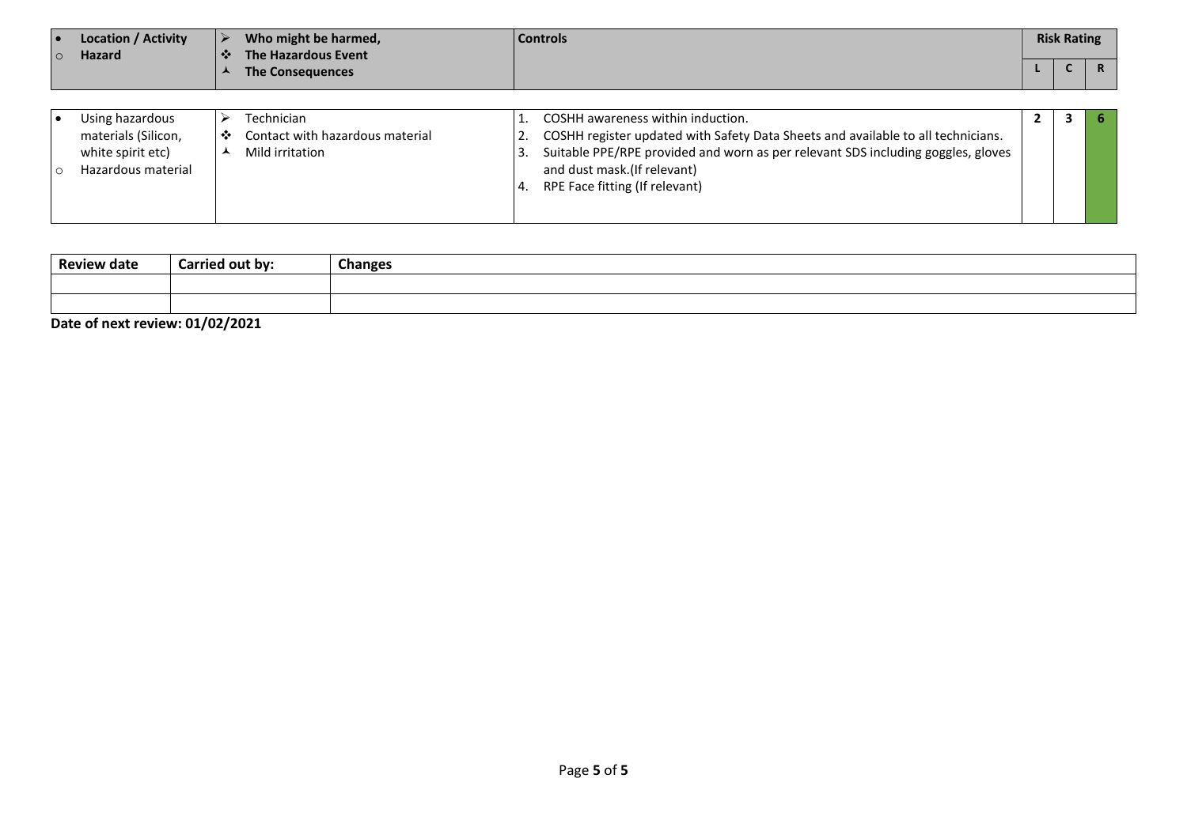| • Location / Activity<br>○ Hazard | ➢ Who might be harmed,<br>❖ The Hazardous Event<br>⅄ The Consequences | Controls | Risk Rating | | |
|---|---|---|---|---|---|
| | | | **L** | **C** | **R** |
| • Using hazardous materials (Silicon, white spirit etc)<br>○ Hazardous material | ➢ Technician<br>❖ Contact with hazardous material<br>⅄ Mild irritation | 1. COSHH awareness within induction.<br>2. COSHH register updated with Safety Data Sheets and available to all technicians.<br>3. Suitable PPE/RPE provided and worn as per relevant SDS including goggles, gloves and dust mask.(If relevant)<br>4. RPE Face fitting (If relevant) | 2 | 3 | 6 |

| Review date | Carried out by: | Changes |
|---|---|---|
| | | |
| | | |

**Date of next review: 01/02/2021**